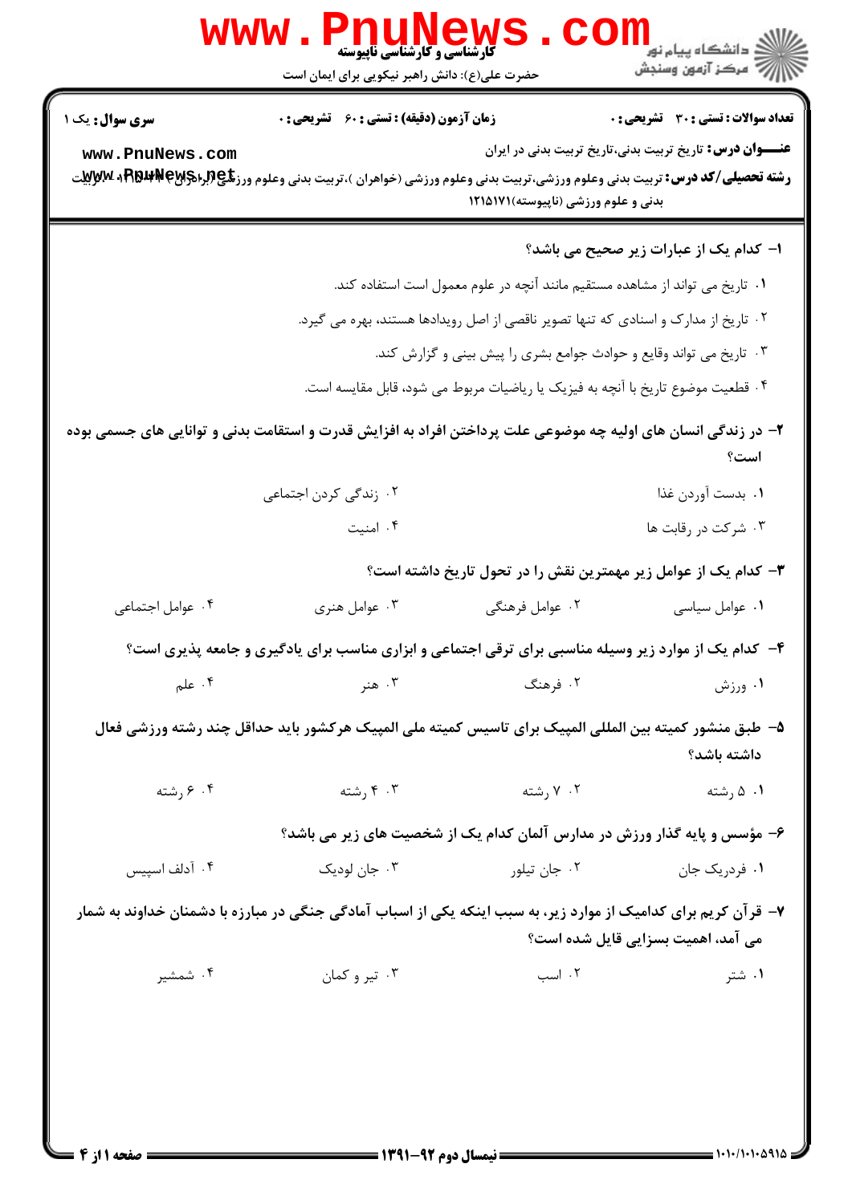**کارشناسی و کارشناسی ناپیوسته**

حضرت علی(ع): دانش راهبر نیکویی برای ایمان است

**سری سوال:** یک ۱

**زمان آزمون (دقیقه) : تستی : ۶۰ تشریحی : ۰**

**تعداد سوالات : تستی : ۳۰ تشریحی : ۰**

**عنـــوان درس:** تاریخ تربیت بدنی،تاریخ تربیت بدنی در ایران

**رشته تحصیلی/کد درس:** تربیت بدنی وعلوم ورزشی،تربیت بدنی وعلوم ورزشی (خواهران )،تربیت بدنی وعلوم ورزشی (برادران) ۱۲۱۵۰۰۹ - ،تربیت بدنی و علوم ورزشی (ناپیوسته)۱۲۱۵۱۷۱

**۱- کدام یک از عبارات زیر صحیح می باشد؟**

۱. تاریخ می تواند از مشاهده مستقیم مانند آنچه در علوم معمول است استفاده کند.

۲. تاریخ از مدارک و اسنادی که تنها تصویر ناقصی از اصل رویدادها هستند، بهره می گیرد.

۳. تاریخ می تواند وقایع و حوادث جوامع بشری را پیش بینی و گزارش کند.

۴. قطعیت موضوع تاریخ با آنچه به فیزیک یا ریاضیات مربوط می شود، قابل مقایسه است.

**۲- در زندگی انسان های اولیه چه موضوعی علت پرداختن افراد به افزایش قدرت و استقامت بدنی و توانایی های جسمی بوده است؟**

۱. بدست آوردن غذا

۲. زندگی کردن اجتماعی

۳. شرکت در رقابت ها

۴. امنیت

**۳- کدام یک از عوامل زیر مهمترین نقش را در تحول تاریخ داشته است؟**

۱. عوامل سیاسی

۲. عوامل فرهنگی

۳. عوامل هنری

۴. عوامل اجتماعی

**۴- کدام یک از موارد زیر وسیله مناسبی برای ترقی اجتماعی و ابزاری مناسب برای یادگیری و جامعه پذیری است؟**

۱. ورزش

۲. فرهنگ

۳. هنر

۴. علم

**۵- طبق منشور کمیته بین المللی المپیک برای تاسیس کمیته ملی المپیک هرکشور باید حداقل چند رشته ورزشی فعال داشته باشد؟**

۱. ۵ رشته

۲. ۷ رشته

۳. ۴ رشته

۴. ۶ رشته

**۶- مؤسس و پایه گذار ورزش در مدارس آلمان کدام یک از شخصیت های زیر می باشد؟**

۱. فردریک جان

۲. جان تیلور

۳. جان لودیک

۴. آدلف اسپیس

**۷- قرآن کریم برای کدامیک از موارد زیر، به سبب اینکه یکی از اسباب آمادگی جنگی در مبارزه با دشمنان خداوند به شمار می آمد، اهمیت بسزایی قایل شده است؟**

۱. شتر

۲. اسب

۳. تیر و کمان

۴. شمشیر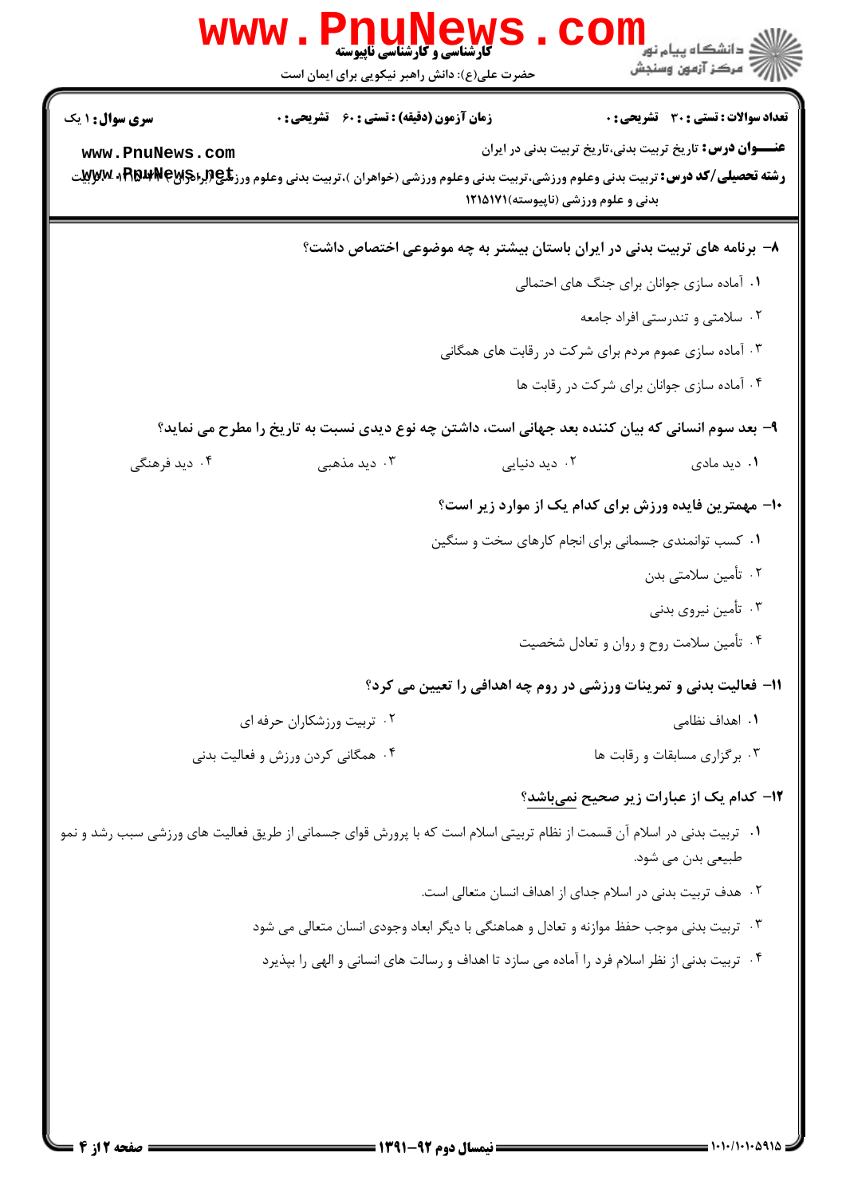**سری سوال:** ۱ یک

**زمان آزمون (دقیقه) : تستی :** ۶۰ **تشریحی :** ۰

**تعداد سوالات : تستی :** ۳۰ **تشریحی :** ۰

**عنـــوان درس:** تاریخ تربیت بدنی،تاریخ تربیت بدنی در ایران

**رشته تحصیلی/کد درس:** تربیت بدنی وعلوم ورزشی،تربیت بدنی وعلوم ورزشی (خواهران )،تربیت بدنی وعلوم ورزشی (برادران) ۱۲۱۵۰۰۴ - ،تربیت بدنی و علوم ورزشی (ناپیوسته)۱۲۱۵۱۷۱

**۸- برنامه های تربیت بدنی در ایران باستان بیشتر به چه موضوعی اختصاص داشت؟**

۱. آماده سازی جوانان برای جنگ های احتمالی

۲. سلامتی و تندرستی افراد جامعه

۳. آماده سازی عموم مردم برای شرکت در رقابت های همگانی

۴. آماده سازی جوانان برای شرکت در رقابت ها

**۹- بعد سوم انسانی که بیان کننده بعد جهانی است، داشتن چه نوع دیدی نسبت به تاریخ را مطرح می نماید؟**

۱. دید مادی

۲. دید دنیایی

۳. دید مذهبی

۴. دید فرهنگی

**۱۰- مهمترین فایده ورزش برای کدام یک از موارد زیر است؟**

۱. کسب توانمندی جسمانی برای انجام کارهای سخت و سنگین

۲. تأمین سلامتی بدن

۳. تأمین نیروی بدنی

۴. تأمین سلامت روح و روان و تعادل شخصیت

**۱۱- فعالیت بدنی و تمرینات ورزشی در روم چه اهدافی را تعیین می کرد؟**

۱. اهداف نظامی

۲. تربیت ورزشکاران حرفه ای

۳. برگزاری مسابقات و رقابت ها

۴. همگانی کردن ورزش و فعالیت بدنی

**۱۲- کدام یک از عبارات زیر صحیح نمی‌باشد؟**

۱. تربیت بدنی در اسلام آن قسمت از نظام تربیتی اسلام است که با پرورش قوای جسمانی از طریق فعالیت های ورزشی سبب رشد و نمو طبیعی بدن می شود.

۲. هدف تربیت بدنی در اسلام جدای از اهداف انسان متعالی است.

۳. تربیت بدنی موجب حفظ موازنه و تعادل و هماهنگی با دیگر ابعاد وجودی انسان متعالی می شود

۴. تربیت بدنی از نظر اسلام فرد را آماده می سازد تا اهداف و رسالت های انسانی و الهی را بپذیرد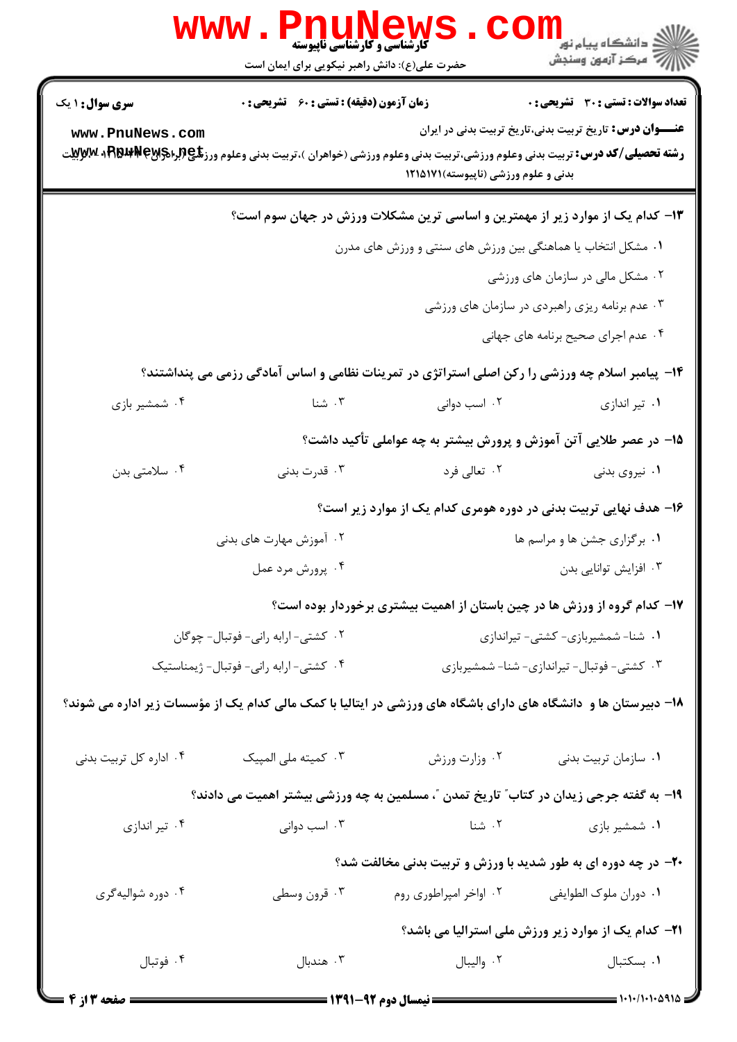۱۳- کدام یک از موارد زیر از مهمترین و اساسی ترین مشکلات ورزش در جهان سوم است؟

۱. مشکل انتخاب یا هماهنگی بین ورزش های سنتی و ورزش های مدرن

۲. مشکل مالی در سازمان های ورزشی

۳. عدم برنامه ریزی راهبردی در سازمان های ورزشی

۴. عدم اجرای صحیح برنامه های جهانی

۱۴- پیامبر اسلام چه ورزشی را رکن اصلی استراتژی در تمرینات نظامی و اساس آمادگی رزمی می پنداشتند؟

۱. تیر اندازی
۲. اسب دوانی
۳. شنا
۴. شمشیر بازی

۱۵- در عصر طلایی آتن آموزش و پرورش بیشتر به چه عواملی تأکید داشت؟

۱. نیروی بدنی
۲. تعالی فرد
۳. قدرت بدنی
۴. سلامتی بدن

۱۶- هدف نهایی تربیت بدنی در دوره هومری کدام یک از موارد زیر است؟

۱. برگزاری جشن ها و مراسم ها
۲. آموزش مهارت های بدنی
۳. افزایش توانایی بدن
۴. پرورش مرد عمل

۱۷- کدام گروه از ورزش ها در چین باستان از اهمیت بیشتری برخوردار بوده است؟

۱. شنا- شمشیربازی- کشتی- تیراندازی
۲. کشتی- ارابه رانی- فوتبال- چوگان
۳. کشتی- فوتبال- تیراندازی- شنا- شمشیربازی
۴. کشتی- ارابه رانی- فوتبال- ژیمناستیک

۱۸- دبیرستان ها و دانشگاه های دارای باشگاه های ورزشی در ایتالیا با کمک مالی کدام یک از مؤسسات زیر اداره می شوند؟

۱. سازمان تربیت بدنی
۲. وزارت ورزش
۳. کمیته ملی المپیک
۴. اداره کل تربیت بدنی

۱۹- به گفته جرجی زیدان در کتاب" تاریخ تمدن "، مسلمین به چه ورزشی بیشتر اهمیت می دادند؟

۱. شمشیر بازی
۲. شنا
۳. اسب دوانی
۴. تیر اندازی

۲۰- در چه دوره ای به طور شدید با ورزش و تربیت بدنی مخالفت شد؟

۱. دوران ملوک الطوایفی
۲. اواخر امپراطوری روم
۳. قرون وسطی
۴. دوره شوالیه‌گری

۲۱- کدام یک از موارد زیر ورزش ملی استرالیا می باشد؟

۱. بسکتبال
۲. والیبال
۳. هندبال
۴. فوتبال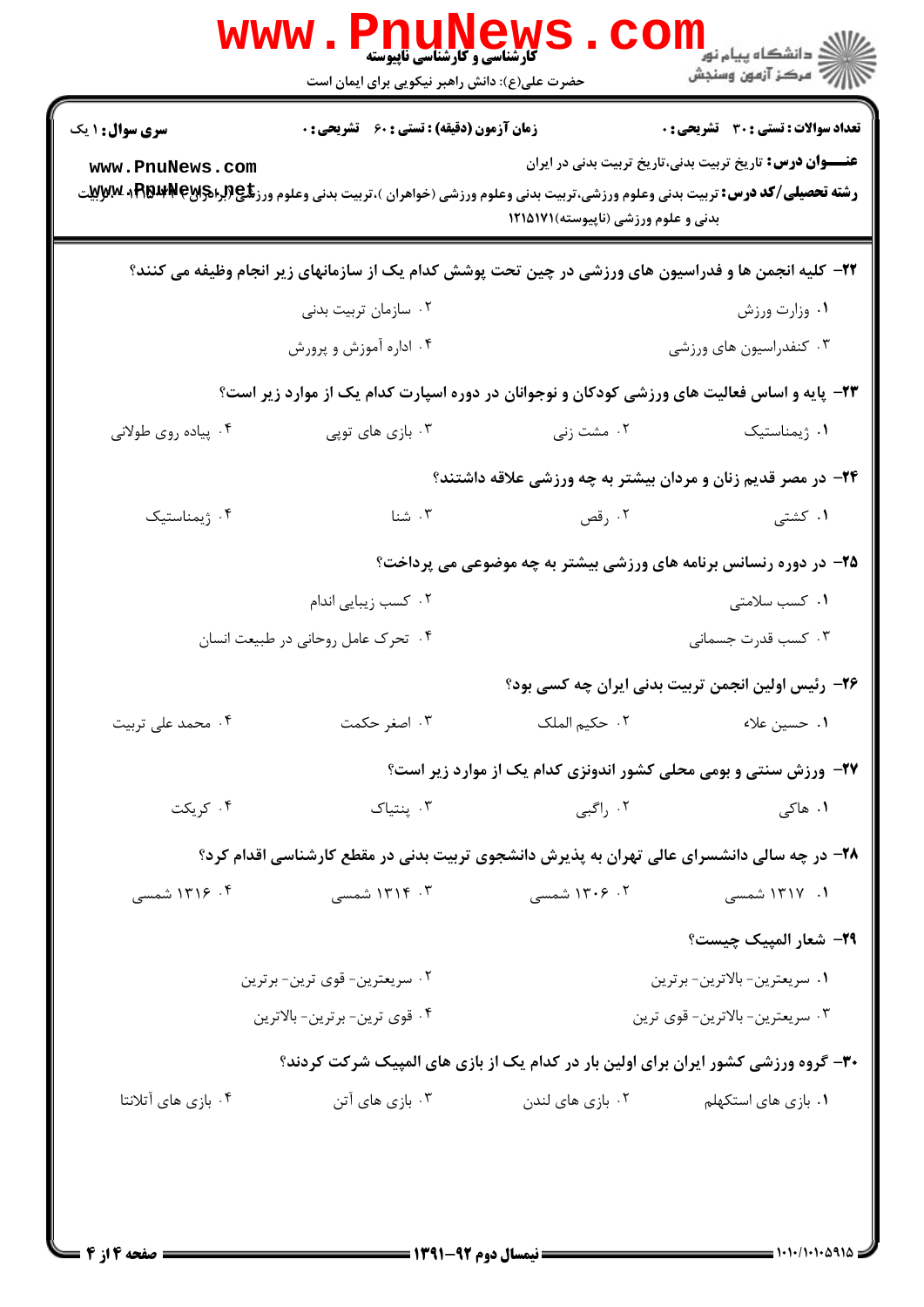۲۲- کلیه انجمن ها و فدراسیون های ورزشی در چین تحت پوشش کدام یک از سازمانهای زیر انجام وظیفه می کنند؟

۱. وزارت ورزش
۲. سازمان تربیت بدنی
۳. کنفدراسیون های ورزشی
۴. اداره آموزش و پرورش

۲۳- پایه و اساس فعالیت های ورزشی کودکان و نوجوانان در دوره اسپارت کدام یک از موارد زیر است؟

۱. ژیمناستیک
۲. مشت زنی
۳. بازی های توپی
۴. پیاده روی طولانی

۲۴- در مصر قدیم زنان و مردان بیشتر به چه ورزشی علاقه داشتند؟

۱. کشتی
۲. رقص
۳. شنا
۴. ژیمناستیک

۲۵- در دوره رنسانس برنامه های ورزشی بیشتر به چه موضوعی می پرداخت؟

۱. کسب سلامتی
۲. کسب زیبایی اندام
۳. کسب قدرت جسمانی
۴. تحرک عامل روحانی در طبیعت انسان

۲۶- رئیس اولین انجمن تربیت بدنی ایران چه کسی بود؟

۱. حسین علاء
۲. حکیم الملک
۳. اصغر حکمت
۴. محمد علی تربیت

۲۷- ورزش سنتی و بومی محلی کشور اندونزی کدام یک از موارد زیر است؟

۱. هاکی
۲. راگبی
۳. پنتیاک
۴. کریکت

۲۸- در چه سالی دانشسرای عالی تهران به پذیرش دانشجوی تربیت بدنی در مقطع کارشناسی اقدام کرد؟

۱. ۱۳۱۷ شمسی
۲. ۱۳۰۶ شمسی
۳. ۱۳۱۴ شمسی
۴. ۱۳۱۶ شمسی

۲۹- شعار المپیک چیست؟

۱. سریعترین- بالاترین- برترین
۲. سریعترین- قوی ترین- برترین
۳. سریعترین- بالاترین- قوی ترین
۴. قوی ترین- برترین- بالاترین

۳۰- گروه ورزشی کشور ایران برای اولین بار در کدام یک از بازی های المپیک شرکت کردند؟

۱. بازی های استکهلم
۲. بازی های لندن
۳. بازی های آتن
۴. بازی های آتلانتا